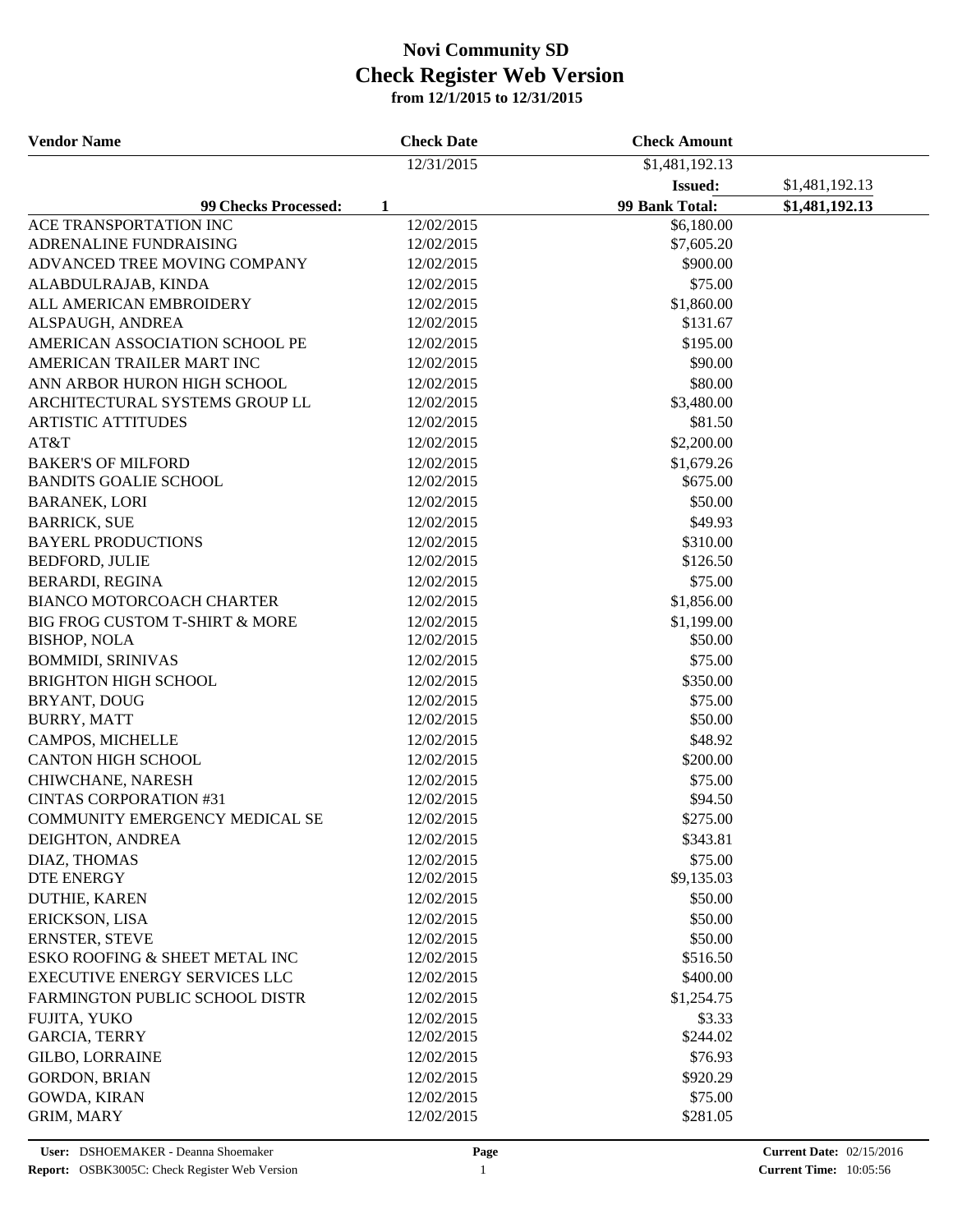# Novi Community SD
## Check Register Web Version
### from 12/1/2015 to 12/31/2015

| Vendor Name | Check Date | Check Amount | |
|---|---|---|---|
| | 12/31/2015 | $1,481,192.13 | |
| | | **Issued:** | $1,481,192.13 |
| **99 Checks Processed: 1** | | **99 Bank Total:** | **$1,481,192.13** |
| ACE TRANSPORTATION INC | 12/02/2015 | $6,180.00 | |
| ADRENALINE FUNDRAISING | 12/02/2015 | $7,605.20 | |
| ADVANCED TREE MOVING COMPANY | 12/02/2015 | $900.00 | |
| ALABDULRAJAB, KINDA | 12/02/2015 | $75.00 | |
| ALL AMERICAN EMBROIDERY | 12/02/2015 | $1,860.00 | |
| ALSPAUGH, ANDREA | 12/02/2015 | $131.67 | |
| AMERICAN ASSOCIATION SCHOOL PE | 12/02/2015 | $195.00 | |
| AMERICAN TRAILER MART INC | 12/02/2015 | $90.00 | |
| ANN ARBOR HURON HIGH SCHOOL | 12/02/2015 | $80.00 | |
| ARCHITECTURAL SYSTEMS GROUP LL | 12/02/2015 | $3,480.00 | |
| ARTISTIC ATTITUDES | 12/02/2015 | $81.50 | |
| AT&T | 12/02/2015 | $2,200.00 | |
| BAKER'S OF MILFORD | 12/02/2015 | $1,679.26 | |
| BANDITS GOALIE SCHOOL | 12/02/2015 | $675.00 | |
| BARANEK, LORI | 12/02/2015 | $50.00 | |
| BARRICK, SUE | 12/02/2015 | $49.93 | |
| BAYERL PRODUCTIONS | 12/02/2015 | $310.00 | |
| BEDFORD, JULIE | 12/02/2015 | $126.50 | |
| BERARDI, REGINA | 12/02/2015 | $75.00 | |
| BIANCO MOTORCOACH CHARTER | 12/02/2015 | $1,856.00 | |
| BIG FROG CUSTOM T-SHIRT & MORE | 12/02/2015 | $1,199.00 | |
| BISHOP, NOLA | 12/02/2015 | $50.00 | |
| BOMMIDI, SRINIVAS | 12/02/2015 | $75.00 | |
| BRIGHTON HIGH SCHOOL | 12/02/2015 | $350.00 | |
| BRYANT, DOUG | 12/02/2015 | $75.00 | |
| BURRY, MATT | 12/02/2015 | $50.00 | |
| CAMPOS, MICHELLE | 12/02/2015 | $48.92 | |
| CANTON HIGH SCHOOL | 12/02/2015 | $200.00 | |
| CHIWCHANE, NARESH | 12/02/2015 | $75.00 | |
| CINTAS CORPORATION #31 | 12/02/2015 | $94.50 | |
| COMMUNITY EMERGENCY MEDICAL SE | 12/02/2015 | $275.00 | |
| DEIGHTON, ANDREA | 12/02/2015 | $343.81 | |
| DIAZ, THOMAS | 12/02/2015 | $75.00 | |
| DTE ENERGY | 12/02/2015 | $9,135.03 | |
| DUTHIE, KAREN | 12/02/2015 | $50.00 | |
| ERICKSON, LISA | 12/02/2015 | $50.00 | |
| ERNSTER, STEVE | 12/02/2015 | $50.00 | |
| ESKO ROOFING & SHEET METAL INC | 12/02/2015 | $516.50 | |
| EXECUTIVE ENERGY SERVICES LLC | 12/02/2015 | $400.00 | |
| FARMINGTON PUBLIC SCHOOL DISTR | 12/02/2015 | $1,254.75 | |
| FUJITA, YUKO | 12/02/2015 | $3.33 | |
| GARCIA, TERRY | 12/02/2015 | $244.02 | |
| GILBO, LORRAINE | 12/02/2015 | $76.93 | |
| GORDON, BRIAN | 12/02/2015 | $920.29 | |
| GOWDA, KIRAN | 12/02/2015 | $75.00 | |
| GRIM, MARY | 12/02/2015 | $281.05 | |

**User:** DSHOEMAKER - Deanna Shoemaker
**Report:** OSBK3005C: Check Register Web Version
**Current Date:** 02/15/2016
**Current Time:** 10:05:56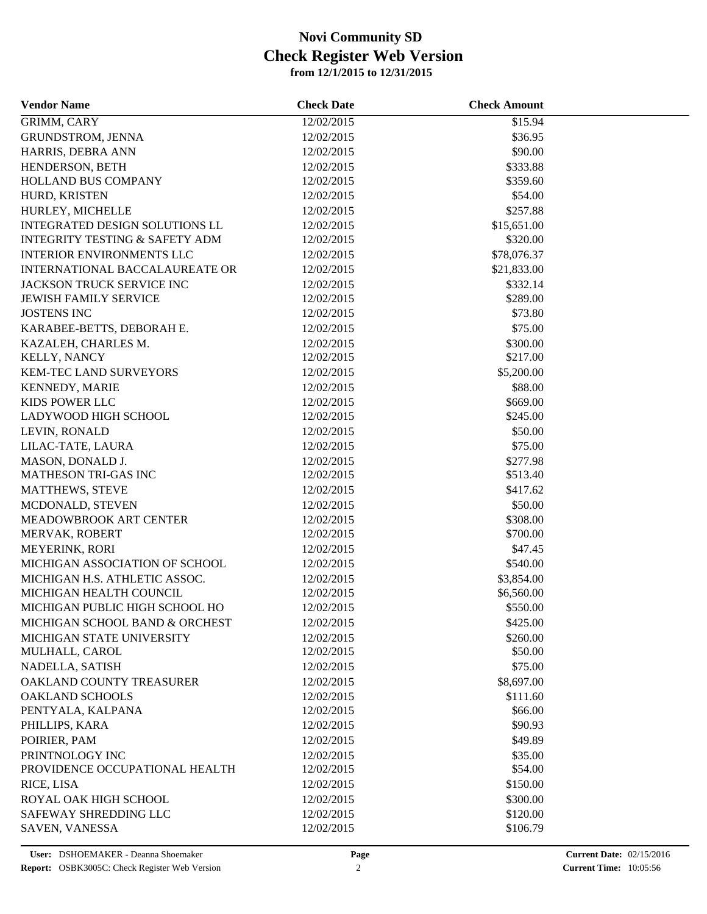# Novi Community SD
## Check Register Web Version
### from 12/1/2015 to 12/31/2015

| Vendor Name | Check Date | Check Amount |
|---|---|---|
| GRIMM, CARY | 12/02/2015 | $15.94 |
| GRUNDSTROM, JENNA | 12/02/2015 | $36.95 |
| HARRIS, DEBRA ANN | 12/02/2015 | $90.00 |
| HENDERSON, BETH | 12/02/2015 | $333.88 |
| HOLLAND BUS COMPANY | 12/02/2015 | $359.60 |
| HURD, KRISTEN | 12/02/2015 | $54.00 |
| HURLEY, MICHELLE | 12/02/2015 | $257.88 |
| INTEGRATED DESIGN SOLUTIONS LL | 12/02/2015 | $15,651.00 |
| INTEGRITY TESTING & SAFETY ADM | 12/02/2015 | $320.00 |
| INTERIOR ENVIRONMENTS LLC | 12/02/2015 | $78,076.37 |
| INTERNATIONAL BACCALAUREATE OR | 12/02/2015 | $21,833.00 |
| JACKSON TRUCK SERVICE INC | 12/02/2015 | $332.14 |
| JEWISH FAMILY SERVICE | 12/02/2015 | $289.00 |
| JOSTENS INC | 12/02/2015 | $73.80 |
| KARABEE-BETTS, DEBORAH E. | 12/02/2015 | $75.00 |
| KAZALEH, CHARLES M. | 12/02/2015 | $300.00 |
| KELLY, NANCY | 12/02/2015 | $217.00 |
| KEM-TEC LAND SURVEYORS | 12/02/2015 | $5,200.00 |
| KENNEDY, MARIE | 12/02/2015 | $88.00 |
| KIDS POWER LLC | 12/02/2015 | $669.00 |
| LADYWOOD HIGH SCHOOL | 12/02/2015 | $245.00 |
| LEVIN, RONALD | 12/02/2015 | $50.00 |
| LILAC-TATE, LAURA | 12/02/2015 | $75.00 |
| MASON, DONALD J. | 12/02/2015 | $277.98 |
| MATHESON TRI-GAS INC | 12/02/2015 | $513.40 |
| MATTHEWS, STEVE | 12/02/2015 | $417.62 |
| MCDONALD, STEVEN | 12/02/2015 | $50.00 |
| MEADOWBROOK ART CENTER | 12/02/2015 | $308.00 |
| MERVAK, ROBERT | 12/02/2015 | $700.00 |
| MEYERINK, RORI | 12/02/2015 | $47.45 |
| MICHIGAN ASSOCIATION OF SCHOOL | 12/02/2015 | $540.00 |
| MICHIGAN H.S. ATHLETIC ASSOC. | 12/02/2015 | $3,854.00 |
| MICHIGAN HEALTH COUNCIL | 12/02/2015 | $6,560.00 |
| MICHIGAN PUBLIC HIGH SCHOOL HO | 12/02/2015 | $550.00 |
| MICHIGAN SCHOOL BAND & ORCHEST | 12/02/2015 | $425.00 |
| MICHIGAN STATE UNIVERSITY | 12/02/2015 | $260.00 |
| MULHALL, CAROL | 12/02/2015 | $50.00 |
| NADELLA, SATISH | 12/02/2015 | $75.00 |
| OAKLAND COUNTY TREASURER | 12/02/2015 | $8,697.00 |
| OAKLAND SCHOOLS | 12/02/2015 | $111.60 |
| PENTYALA, KALPANA | 12/02/2015 | $66.00 |
| PHILLIPS, KARA | 12/02/2015 | $90.93 |
| POIRIER, PAM | 12/02/2015 | $49.89 |
| PRINTNOLOGY INC | 12/02/2015 | $35.00 |
| PROVIDENCE OCCUPATIONAL HEALTH | 12/02/2015 | $54.00 |
| RICE, LISA | 12/02/2015 | $150.00 |
| ROYAL OAK HIGH SCHOOL | 12/02/2015 | $300.00 |
| SAFEWAY SHREDDING LLC | 12/02/2015 | $120.00 |
| SAVEN, VANESSA | 12/02/2015 | $106.79 |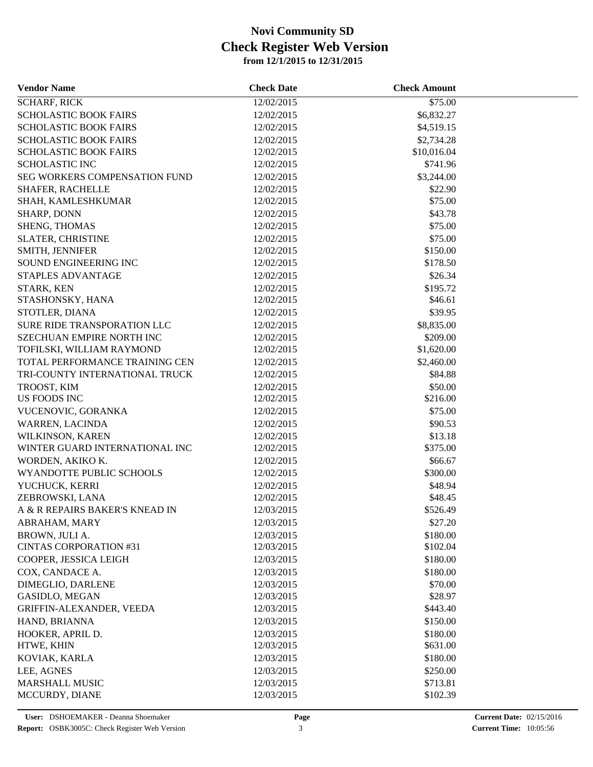# Novi Community SD
## Check Register Web Version
### from 12/1/2015 to 12/31/2015

| Vendor Name | Check Date | Check Amount |
|---|---|---|
| SCHARF, RICK | 12/02/2015 | $75.00 |
| SCHOLASTIC BOOK FAIRS | 12/02/2015 | $6,832.27 |
| SCHOLASTIC BOOK FAIRS | 12/02/2015 | $4,519.15 |
| SCHOLASTIC BOOK FAIRS | 12/02/2015 | $2,734.28 |
| SCHOLASTIC BOOK FAIRS | 12/02/2015 | $10,016.04 |
| SCHOLASTIC INC | 12/02/2015 | $741.96 |
| SEG WORKERS COMPENSATION FUND | 12/02/2015 | $3,244.00 |
| SHAFER, RACHELLE | 12/02/2015 | $22.90 |
| SHAH, KAMLESHKUMAR | 12/02/2015 | $75.00 |
| SHARP, DONN | 12/02/2015 | $43.78 |
| SHENG, THOMAS | 12/02/2015 | $75.00 |
| SLATER, CHRISTINE | 12/02/2015 | $75.00 |
| SMITH, JENNIFER | 12/02/2015 | $150.00 |
| SOUND ENGINEERING INC | 12/02/2015 | $178.50 |
| STAPLES ADVANTAGE | 12/02/2015 | $26.34 |
| STARK, KEN | 12/02/2015 | $195.72 |
| STASHONSKY, HANA | 12/02/2015 | $46.61 |
| STOTLER, DIANA | 12/02/2015 | $39.95 |
| SURE RIDE TRANSPORATION LLC | 12/02/2015 | $8,835.00 |
| SZECHUAN EMPIRE NORTH INC | 12/02/2015 | $209.00 |
| TOFILSKI, WILLIAM RAYMOND | 12/02/2015 | $1,620.00 |
| TOTAL PERFORMANCE TRAINING CEN | 12/02/2015 | $2,460.00 |
| TRI-COUNTY INTERNATIONAL TRUCK | 12/02/2015 | $84.88 |
| TROOST, KIM | 12/02/2015 | $50.00 |
| US FOODS INC | 12/02/2015 | $216.00 |
| VUCENOVIC, GORANKA | 12/02/2015 | $75.00 |
| WARREN, LACINDA | 12/02/2015 | $90.53 |
| WILKINSON, KAREN | 12/02/2015 | $13.18 |
| WINTER GUARD INTERNATIONAL INC | 12/02/2015 | $375.00 |
| WORDEN, AKIKO K. | 12/02/2015 | $66.67 |
| WYANDOTTE PUBLIC SCHOOLS | 12/02/2015 | $300.00 |
| YUCHUCK, KERRI | 12/02/2015 | $48.94 |
| ZEBROWSKI, LANA | 12/02/2015 | $48.45 |
| A & R REPAIRS BAKER'S KNEAD IN | 12/03/2015 | $526.49 |
| ABRAHAM, MARY | 12/03/2015 | $27.20 |
| BROWN, JULI A. | 12/03/2015 | $180.00 |
| CINTAS CORPORATION #31 | 12/03/2015 | $102.04 |
| COOPER, JESSICA LEIGH | 12/03/2015 | $180.00 |
| COX, CANDACE A. | 12/03/2015 | $180.00 |
| DIMEGLIO, DARLENE | 12/03/2015 | $70.00 |
| GASIDLO, MEGAN | 12/03/2015 | $28.97 |
| GRIFFIN-ALEXANDER, VEEDA | 12/03/2015 | $443.40 |
| HAND, BRIANNA | 12/03/2015 | $150.00 |
| HOOKER, APRIL D. | 12/03/2015 | $180.00 |
| HTWE, KHIN | 12/03/2015 | $631.00 |
| KOVIAK, KARLA | 12/03/2015 | $180.00 |
| LEE, AGNES | 12/03/2015 | $250.00 |
| MARSHALL MUSIC | 12/03/2015 | $713.81 |
| MCCURDY, DIANE | 12/03/2015 | $102.39 |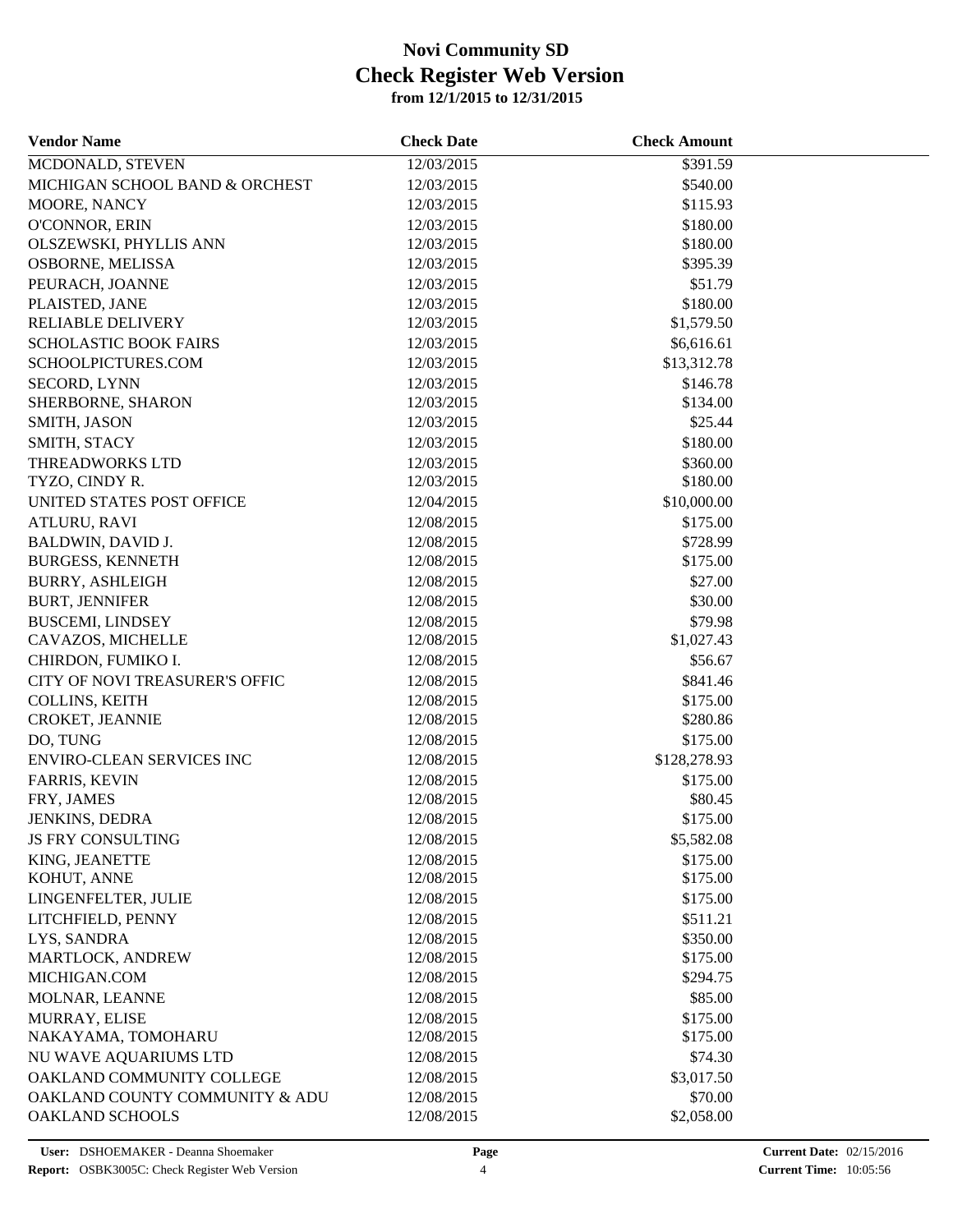# Novi Community SD
## Check Register Web Version
### from 12/1/2015 to 12/31/2015

| Vendor Name | Check Date | Check Amount |
|---|---|---|
| MCDONALD, STEVEN | 12/03/2015 | $391.59 |
| MICHIGAN SCHOOL BAND & ORCHEST | 12/03/2015 | $540.00 |
| MOORE, NANCY | 12/03/2015 | $115.93 |
| O'CONNOR, ERIN | 12/03/2015 | $180.00 |
| OLSZEWSKI, PHYLLIS ANN | 12/03/2015 | $180.00 |
| OSBORNE, MELISSA | 12/03/2015 | $395.39 |
| PEURACH, JOANNE | 12/03/2015 | $51.79 |
| PLAISTED, JANE | 12/03/2015 | $180.00 |
| RELIABLE DELIVERY | 12/03/2015 | $1,579.50 |
| SCHOLASTIC BOOK FAIRS | 12/03/2015 | $6,616.61 |
| SCHOOLPICTURES.COM | 12/03/2015 | $13,312.78 |
| SECORD, LYNN | 12/03/2015 | $146.78 |
| SHERBORNE, SHARON | 12/03/2015 | $134.00 |
| SMITH, JASON | 12/03/2015 | $25.44 |
| SMITH, STACY | 12/03/2015 | $180.00 |
| THREADWORKS LTD | 12/03/2015 | $360.00 |
| TYZO, CINDY R. | 12/03/2015 | $180.00 |
| UNITED STATES POST OFFICE | 12/04/2015 | $10,000.00 |
| ATLURU, RAVI | 12/08/2015 | $175.00 |
| BALDWIN, DAVID J. | 12/08/2015 | $728.99 |
| BURGESS, KENNETH | 12/08/2015 | $175.00 |
| BURRY, ASHLEIGH | 12/08/2015 | $27.00 |
| BURT, JENNIFER | 12/08/2015 | $30.00 |
| BUSCEMI, LINDSEY | 12/08/2015 | $79.98 |
| CAVAZOS, MICHELLE | 12/08/2015 | $1,027.43 |
| CHIRDON, FUMIKO I. | 12/08/2015 | $56.67 |
| CITY OF NOVI TREASURER'S OFFIC | 12/08/2015 | $841.46 |
| COLLINS, KEITH | 12/08/2015 | $175.00 |
| CROKET, JEANNIE | 12/08/2015 | $280.86 |
| DO, TUNG | 12/08/2015 | $175.00 |
| ENVIRO-CLEAN SERVICES INC | 12/08/2015 | $128,278.93 |
| FARRIS, KEVIN | 12/08/2015 | $175.00 |
| FRY, JAMES | 12/08/2015 | $80.45 |
| JENKINS, DEDRA | 12/08/2015 | $175.00 |
| JS FRY CONSULTING | 12/08/2015 | $5,582.08 |
| KING, JEANETTE | 12/08/2015 | $175.00 |
| KOHUT, ANNE | 12/08/2015 | $175.00 |
| LINGENFELTER, JULIE | 12/08/2015 | $175.00 |
| LITCHFIELD, PENNY | 12/08/2015 | $511.21 |
| LYS, SANDRA | 12/08/2015 | $350.00 |
| MARTLOCK, ANDREW | 12/08/2015 | $175.00 |
| MICHIGAN.COM | 12/08/2015 | $294.75 |
| MOLNAR, LEANNE | 12/08/2015 | $85.00 |
| MURRAY, ELISE | 12/08/2015 | $175.00 |
| NAKAYAMA, TOMOHARU | 12/08/2015 | $175.00 |
| NU WAVE AQUARIUMS LTD | 12/08/2015 | $74.30 |
| OAKLAND COMMUNITY COLLEGE | 12/08/2015 | $3,017.50 |
| OAKLAND COUNTY COMMUNITY & ADU | 12/08/2015 | $70.00 |
| OAKLAND SCHOOLS | 12/08/2015 | $2,058.00 |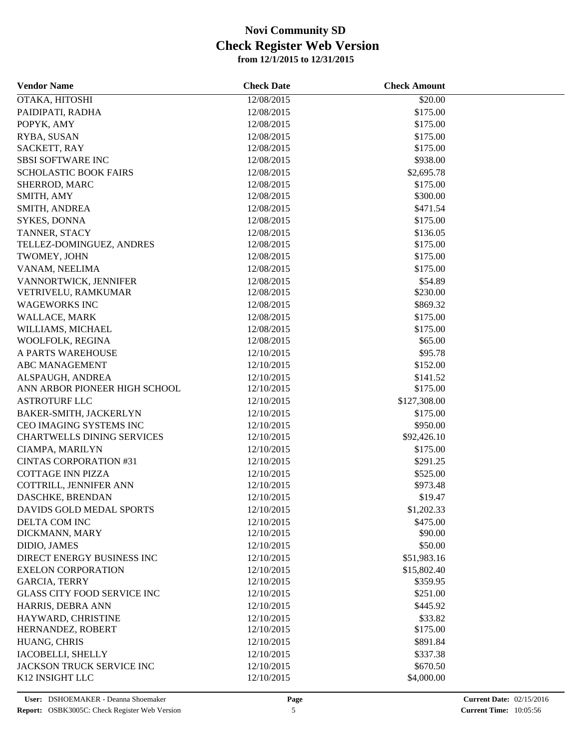# Novi Community SD
## Check Register Web Version
### from 12/1/2015 to 12/31/2015

| Vendor Name | Check Date | Check Amount |
|---|---|---|
| OTAKA, HITOSHI | 12/08/2015 | $20.00 |
| PAIDIPATI, RADHA | 12/08/2015 | $175.00 |
| POPYK, AMY | 12/08/2015 | $175.00 |
| RYBA, SUSAN | 12/08/2015 | $175.00 |
| SACKETT, RAY | 12/08/2015 | $175.00 |
| SBSI SOFTWARE INC | 12/08/2015 | $938.00 |
| SCHOLASTIC BOOK FAIRS | 12/08/2015 | $2,695.78 |
| SHERROD, MARC | 12/08/2015 | $175.00 |
| SMITH, AMY | 12/08/2015 | $300.00 |
| SMITH, ANDREA | 12/08/2015 | $471.54 |
| SYKES, DONNA | 12/08/2015 | $175.00 |
| TANNER, STACY | 12/08/2015 | $136.05 |
| TELLEZ-DOMINGUEZ, ANDRES | 12/08/2015 | $175.00 |
| TWOMEY, JOHN | 12/08/2015 | $175.00 |
| VANAM, NEELIMA | 12/08/2015 | $175.00 |
| VANNORTWICK, JENNIFER | 12/08/2015 | $54.89 |
| VETRIVELU, RAMKUMAR | 12/08/2015 | $230.00 |
| WAGEWORKS INC | 12/08/2015 | $869.32 |
| WALLACE, MARK | 12/08/2015 | $175.00 |
| WILLIAMS, MICHAEL | 12/08/2015 | $175.00 |
| WOOLFOLK, REGINA | 12/08/2015 | $65.00 |
| A PARTS WAREHOUSE | 12/10/2015 | $95.78 |
| ABC MANAGEMENT | 12/10/2015 | $152.00 |
| ALSPAUGH, ANDREA | 12/10/2015 | $141.52 |
| ANN ARBOR PIONEER HIGH SCHOOL | 12/10/2015 | $175.00 |
| ASTROTURF LLC | 12/10/2015 | $127,308.00 |
| BAKER-SMITH, JACKERLYN | 12/10/2015 | $175.00 |
| CEO IMAGING SYSTEMS INC | 12/10/2015 | $950.00 |
| CHARTWELLS DINING SERVICES | 12/10/2015 | $92,426.10 |
| CIAMPA, MARILYN | 12/10/2015 | $175.00 |
| CINTAS CORPORATION #31 | 12/10/2015 | $291.25 |
| COTTAGE INN PIZZA | 12/10/2015 | $525.00 |
| COTTRILL, JENNIFER ANN | 12/10/2015 | $973.48 |
| DASCHKE, BRENDAN | 12/10/2015 | $19.47 |
| DAVIDS GOLD MEDAL SPORTS | 12/10/2015 | $1,202.33 |
| DELTA COM INC | 12/10/2015 | $475.00 |
| DICKMANN, MARY | 12/10/2015 | $90.00 |
| DIDIO, JAMES | 12/10/2015 | $50.00 |
| DIRECT ENERGY BUSINESS INC | 12/10/2015 | $51,983.16 |
| EXELON CORPORATION | 12/10/2015 | $15,802.40 |
| GARCIA, TERRY | 12/10/2015 | $359.95 |
| GLASS CITY FOOD SERVICE INC | 12/10/2015 | $251.00 |
| HARRIS, DEBRA ANN | 12/10/2015 | $445.92 |
| HAYWARD, CHRISTINE | 12/10/2015 | $33.82 |
| HERNANDEZ, ROBERT | 12/10/2015 | $175.00 |
| HUANG, CHRIS | 12/10/2015 | $891.84 |
| IACOBELLI, SHELLY | 12/10/2015 | $337.38 |
| JACKSON TRUCK SERVICE INC | 12/10/2015 | $670.50 |
| K12 INSIGHT LLC | 12/10/2015 | $4,000.00 |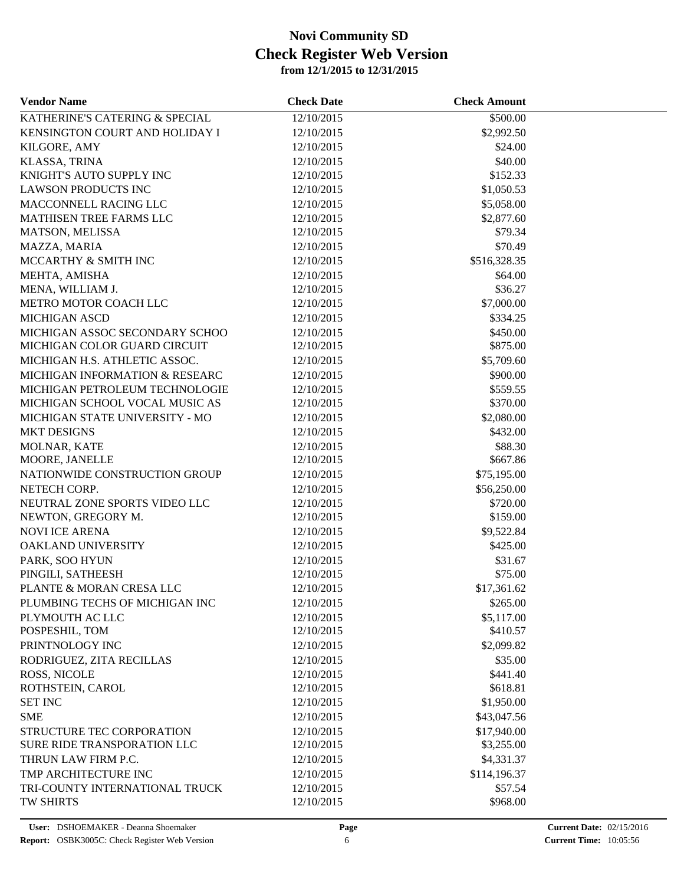# Novi Community SD
## Check Register Web Version
### from 12/1/2015 to 12/31/2015

| Vendor Name | Check Date | Check Amount |
|---|---|---|
| KATHERINE'S CATERING & SPECIAL | 12/10/2015 | $500.00 |
| KENSINGTON COURT AND HOLIDAY I | 12/10/2015 | $2,992.50 |
| KILGORE, AMY | 12/10/2015 | $24.00 |
| KLASSA, TRINA | 12/10/2015 | $40.00 |
| KNIGHT'S AUTO SUPPLY INC | 12/10/2015 | $152.33 |
| LAWSON PRODUCTS INC | 12/10/2015 | $1,050.53 |
| MACCONNELL RACING LLC | 12/10/2015 | $5,058.00 |
| MATHISEN TREE FARMS LLC | 12/10/2015 | $2,877.60 |
| MATSON, MELISSA | 12/10/2015 | $79.34 |
| MAZZA, MARIA | 12/10/2015 | $70.49 |
| MCCARTHY & SMITH INC | 12/10/2015 | $516,328.35 |
| MEHTA, AMISHA | 12/10/2015 | $64.00 |
| MENA, WILLIAM J. | 12/10/2015 | $36.27 |
| METRO MOTOR COACH LLC | 12/10/2015 | $7,000.00 |
| MICHIGAN ASCD | 12/10/2015 | $334.25 |
| MICHIGAN ASSOC SECONDARY SCHOO | 12/10/2015 | $450.00 |
| MICHIGAN COLOR GUARD CIRCUIT | 12/10/2015 | $875.00 |
| MICHIGAN H.S. ATHLETIC ASSOC. | 12/10/2015 | $5,709.60 |
| MICHIGAN INFORMATION & RESEARC | 12/10/2015 | $900.00 |
| MICHIGAN PETROLEUM TECHNOLOGIE | 12/10/2015 | $559.55 |
| MICHIGAN SCHOOL VOCAL MUSIC AS | 12/10/2015 | $370.00 |
| MICHIGAN STATE UNIVERSITY - MO | 12/10/2015 | $2,080.00 |
| MKT DESIGNS | 12/10/2015 | $432.00 |
| MOLNAR, KATE | 12/10/2015 | $88.30 |
| MOORE, JANELLE | 12/10/2015 | $667.86 |
| NATIONWIDE CONSTRUCTION GROUP | 12/10/2015 | $75,195.00 |
| NETECH CORP. | 12/10/2015 | $56,250.00 |
| NEUTRAL ZONE SPORTS VIDEO LLC | 12/10/2015 | $720.00 |
| NEWTON, GREGORY M. | 12/10/2015 | $159.00 |
| NOVI ICE ARENA | 12/10/2015 | $9,522.84 |
| OAKLAND UNIVERSITY | 12/10/2015 | $425.00 |
| PARK, SOO HYUN | 12/10/2015 | $31.67 |
| PINGILI, SATHEESH | 12/10/2015 | $75.00 |
| PLANTE & MORAN CRESA LLC | 12/10/2015 | $17,361.62 |
| PLUMBING TECHS OF MICHIGAN INC | 12/10/2015 | $265.00 |
| PLYMOUTH AC LLC | 12/10/2015 | $5,117.00 |
| POSPESHIL, TOM | 12/10/2015 | $410.57 |
| PRINTNOLOGY INC | 12/10/2015 | $2,099.82 |
| RODRIGUEZ, ZITA RECILLAS | 12/10/2015 | $35.00 |
| ROSS, NICOLE | 12/10/2015 | $441.40 |
| ROTHSTEIN, CAROL | 12/10/2015 | $618.81 |
| SET INC | 12/10/2015 | $1,950.00 |
| SME | 12/10/2015 | $43,047.56 |
| STRUCTURE TEC CORPORATION | 12/10/2015 | $17,940.00 |
| SURE RIDE TRANSPORATION LLC | 12/10/2015 | $3,255.00 |
| THRUN LAW FIRM P.C. | 12/10/2015 | $4,331.37 |
| TMP ARCHITECTURE INC | 12/10/2015 | $114,196.37 |
| TRI-COUNTY INTERNATIONAL TRUCK | 12/10/2015 | $57.54 |
| TW SHIRTS | 12/10/2015 | $968.00 |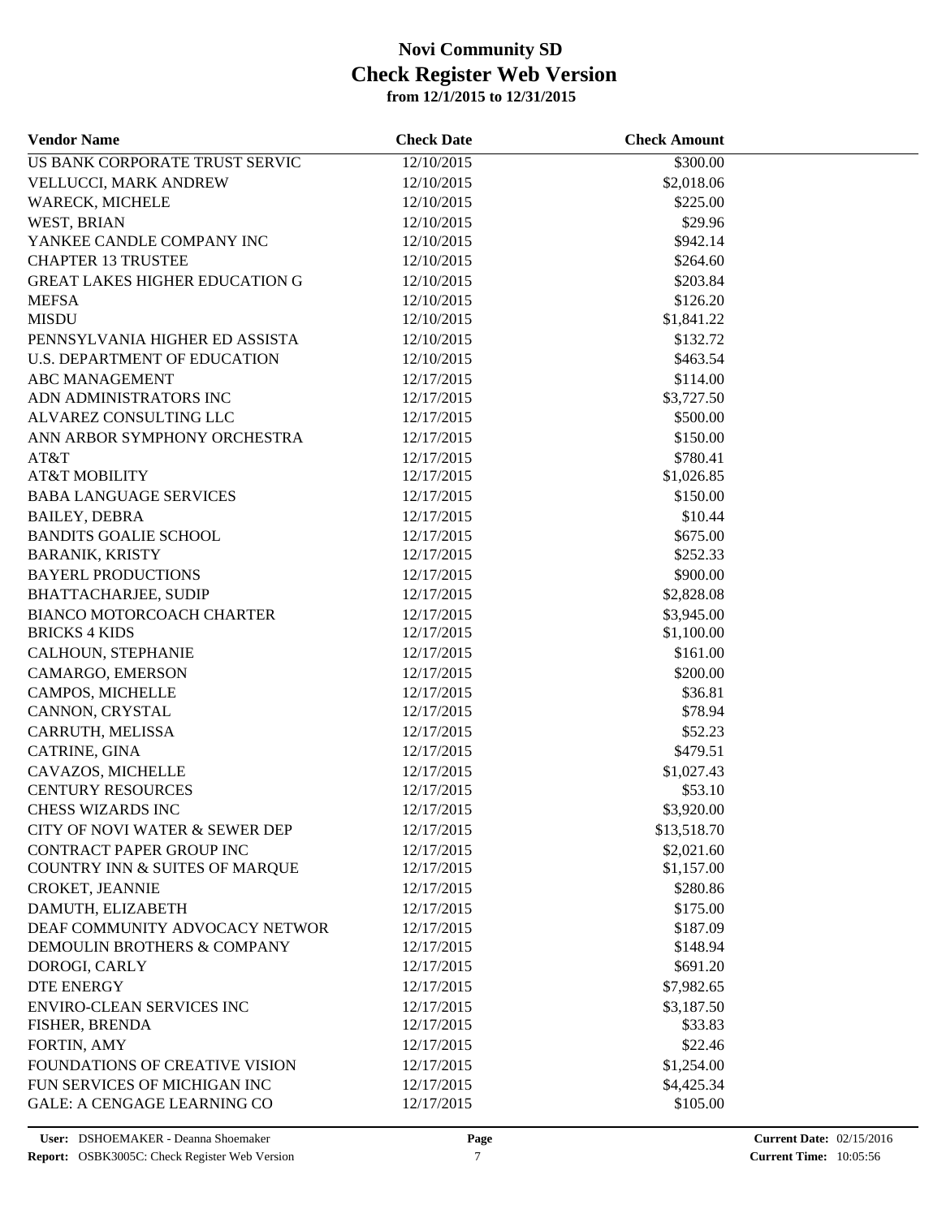# Novi Community SD
## Check Register Web Version
### from 12/1/2015 to 12/31/2015

| Vendor Name | Check Date | Check Amount |
|---|---|---|
| US BANK CORPORATE TRUST SERVIC | 12/10/2015 | $300.00 |
| VELLUCCI, MARK ANDREW | 12/10/2015 | $2,018.06 |
| WARECK, MICHELE | 12/10/2015 | $225.00 |
| WEST, BRIAN | 12/10/2015 | $29.96 |
| YANKEE CANDLE COMPANY INC | 12/10/2015 | $942.14 |
| CHAPTER 13 TRUSTEE | 12/10/2015 | $264.60 |
| GREAT LAKES HIGHER EDUCATION G | 12/10/2015 | $203.84 |
| MEFSA | 12/10/2015 | $126.20 |
| MISDU | 12/10/2015 | $1,841.22 |
| PENNSYLVANIA HIGHER ED ASSISTA | 12/10/2015 | $132.72 |
| U.S. DEPARTMENT OF EDUCATION | 12/10/2015 | $463.54 |
| ABC MANAGEMENT | 12/17/2015 | $114.00 |
| ADN ADMINISTRATORS INC | 12/17/2015 | $3,727.50 |
| ALVAREZ CONSULTING LLC | 12/17/2015 | $500.00 |
| ANN ARBOR SYMPHONY ORCHESTRA | 12/17/2015 | $150.00 |
| AT&T | 12/17/2015 | $780.41 |
| AT&T MOBILITY | 12/17/2015 | $1,026.85 |
| BABA LANGUAGE SERVICES | 12/17/2015 | $150.00 |
| BAILEY, DEBRA | 12/17/2015 | $10.44 |
| BANDITS GOALIE SCHOOL | 12/17/2015 | $675.00 |
| BARANIK, KRISTY | 12/17/2015 | $252.33 |
| BAYERL PRODUCTIONS | 12/17/2015 | $900.00 |
| BHATTACHARJEE, SUDIP | 12/17/2015 | $2,828.08 |
| BIANCO MOTORCOACH CHARTER | 12/17/2015 | $3,945.00 |
| BRICKS 4 KIDS | 12/17/2015 | $1,100.00 |
| CALHOUN, STEPHANIE | 12/17/2015 | $161.00 |
| CAMARGO, EMERSON | 12/17/2015 | $200.00 |
| CAMPOS, MICHELLE | 12/17/2015 | $36.81 |
| CANNON, CRYSTAL | 12/17/2015 | $78.94 |
| CARRUTH, MELISSA | 12/17/2015 | $52.23 |
| CATRINE, GINA | 12/17/2015 | $479.51 |
| CAVAZOS, MICHELLE | 12/17/2015 | $1,027.43 |
| CENTURY RESOURCES | 12/17/2015 | $53.10 |
| CHESS WIZARDS INC | 12/17/2015 | $3,920.00 |
| CITY OF NOVI WATER & SEWER DEP | 12/17/2015 | $13,518.70 |
| CONTRACT PAPER GROUP INC | 12/17/2015 | $2,021.60 |
| COUNTRY INN & SUITES OF MARQUE | 12/17/2015 | $1,157.00 |
| CROKET, JEANNIE | 12/17/2015 | $280.86 |
| DAMUTH, ELIZABETH | 12/17/2015 | $175.00 |
| DEAF COMMUNITY ADVOCACY NETWOR | 12/17/2015 | $187.09 |
| DEMOULIN BROTHERS & COMPANY | 12/17/2015 | $148.94 |
| DOROGI, CARLY | 12/17/2015 | $691.20 |
| DTE ENERGY | 12/17/2015 | $7,982.65 |
| ENVIRO-CLEAN SERVICES INC | 12/17/2015 | $3,187.50 |
| FISHER, BRENDA | 12/17/2015 | $33.83 |
| FORTIN, AMY | 12/17/2015 | $22.46 |
| FOUNDATIONS OF CREATIVE VISION | 12/17/2015 | $1,254.00 |
| FUN SERVICES OF MICHIGAN INC | 12/17/2015 | $4,425.34 |
| GALE: A CENGAGE LEARNING CO | 12/17/2015 | $105.00 |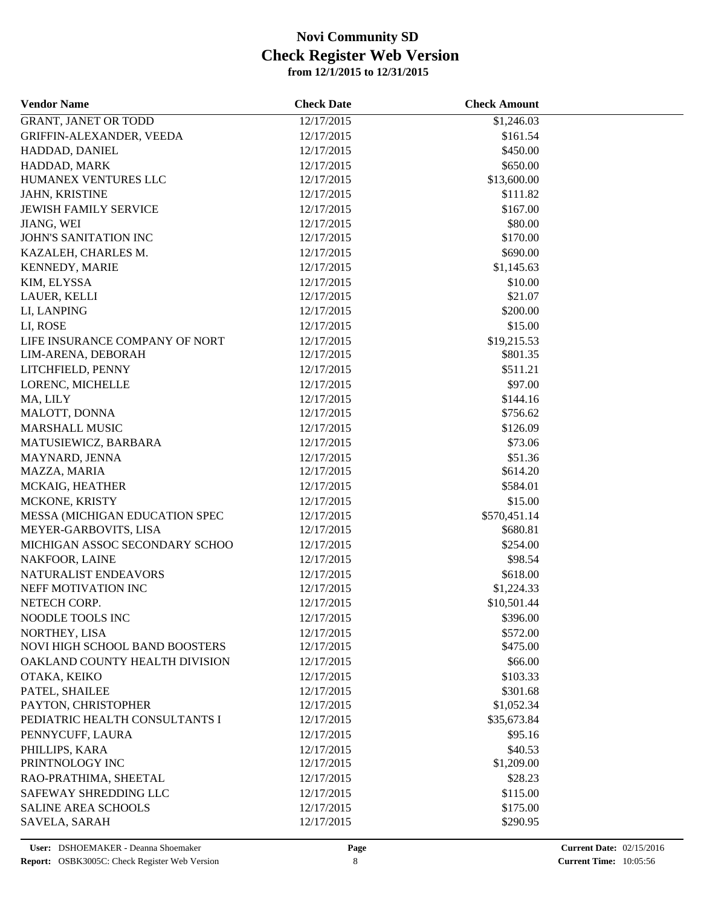# Novi Community SD
## Check Register Web Version
### from 12/1/2015 to 12/31/2015

| Vendor Name | Check Date | Check Amount |
|---|---|---|
| GRANT, JANET OR TODD | 12/17/2015 | $1,246.03 |
| GRIFFIN-ALEXANDER, VEEDA | 12/17/2015 | $161.54 |
| HADDAD, DANIEL | 12/17/2015 | $450.00 |
| HADDAD, MARK | 12/17/2015 | $650.00 |
| HUMANEX VENTURES LLC | 12/17/2015 | $13,600.00 |
| JAHN, KRISTINE | 12/17/2015 | $111.82 |
| JEWISH FAMILY SERVICE | 12/17/2015 | $167.00 |
| JIANG, WEI | 12/17/2015 | $80.00 |
| JOHN'S SANITATION INC | 12/17/2015 | $170.00 |
| KAZALEH, CHARLES M. | 12/17/2015 | $690.00 |
| KENNEDY, MARIE | 12/17/2015 | $1,145.63 |
| KIM, ELYSSA | 12/17/2015 | $10.00 |
| LAUER, KELLI | 12/17/2015 | $21.07 |
| LI, LANPING | 12/17/2015 | $200.00 |
| LI, ROSE | 12/17/2015 | $15.00 |
| LIFE INSURANCE COMPANY OF NORT | 12/17/2015 | $19,215.53 |
| LIM-ARENA, DEBORAH | 12/17/2015 | $801.35 |
| LITCHFIELD, PENNY | 12/17/2015 | $511.21 |
| LORENC, MICHELLE | 12/17/2015 | $97.00 |
| MA, LILY | 12/17/2015 | $144.16 |
| MALOTT, DONNA | 12/17/2015 | $756.62 |
| MARSHALL MUSIC | 12/17/2015 | $126.09 |
| MATUSIEWICZ, BARBARA | 12/17/2015 | $73.06 |
| MAYNARD, JENNA | 12/17/2015 | $51.36 |
| MAZZA, MARIA | 12/17/2015 | $614.20 |
| MCKAIG, HEATHER | 12/17/2015 | $584.01 |
| MCKONE, KRISTY | 12/17/2015 | $15.00 |
| MESSA (MICHIGAN EDUCATION SPEC | 12/17/2015 | $570,451.14 |
| MEYER-GARBOVITS, LISA | 12/17/2015 | $680.81 |
| MICHIGAN ASSOC SECONDARY SCHOO | 12/17/2015 | $254.00 |
| NAKFOOR, LAINE | 12/17/2015 | $98.54 |
| NATURALIST ENDEAVORS | 12/17/2015 | $618.00 |
| NEFF MOTIVATION INC | 12/17/2015 | $1,224.33 |
| NETECH CORP. | 12/17/2015 | $10,501.44 |
| NOODLE TOOLS INC | 12/17/2015 | $396.00 |
| NORTHEY, LISA | 12/17/2015 | $572.00 |
| NOVI HIGH SCHOOL BAND BOOSTERS | 12/17/2015 | $475.00 |
| OAKLAND COUNTY HEALTH DIVISION | 12/17/2015 | $66.00 |
| OTAKA, KEIKO | 12/17/2015 | $103.33 |
| PATEL, SHAILEE | 12/17/2015 | $301.68 |
| PAYTON, CHRISTOPHER | 12/17/2015 | $1,052.34 |
| PEDIATRIC HEALTH CONSULTANTS I | 12/17/2015 | $35,673.84 |
| PENNYCUFF, LAURA | 12/17/2015 | $95.16 |
| PHILLIPS, KARA | 12/17/2015 | $40.53 |
| PRINTNOLOGY INC | 12/17/2015 | $1,209.00 |
| RAO-PRATHIMA, SHEETAL | 12/17/2015 | $28.23 |
| SAFEWAY SHREDDING LLC | 12/17/2015 | $115.00 |
| SALINE AREA SCHOOLS | 12/17/2015 | $175.00 |
| SAVELA, SARAH | 12/17/2015 | $290.95 |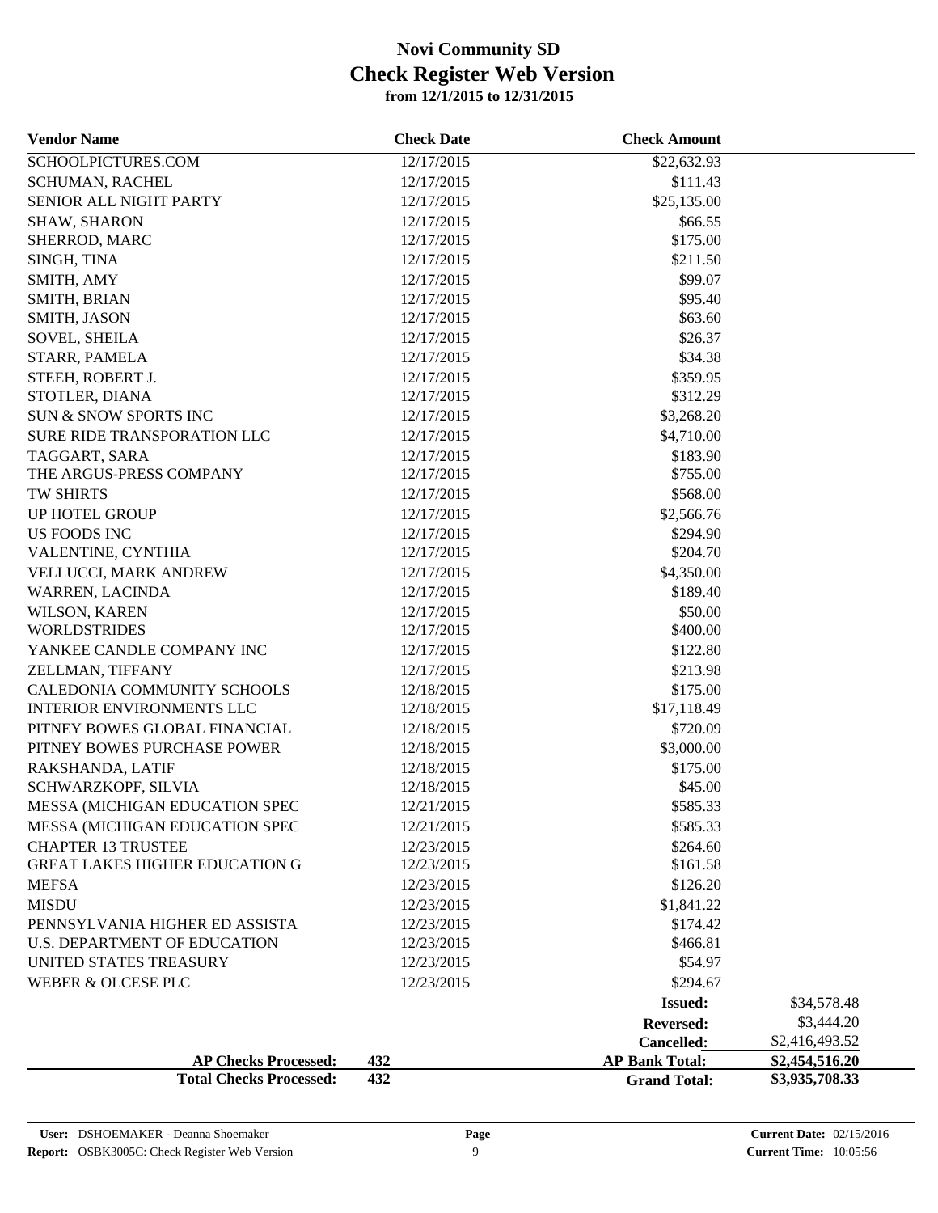# Novi Community SD
## Check Register Web Version
### from 12/1/2015 to 12/31/2015

| Vendor Name | Check Date | Check Amount | |
|---|---|---|---|
| SCHOOLPICTURES.COM | 12/17/2015 | $22,632.93 | |
| SCHUMAN, RACHEL | 12/17/2015 | $111.43 | |
| SENIOR ALL NIGHT PARTY | 12/17/2015 | $25,135.00 | |
| SHAW, SHARON | 12/17/2015 | $66.55 | |
| SHERROD, MARC | 12/17/2015 | $175.00 | |
| SINGH, TINA | 12/17/2015 | $211.50 | |
| SMITH, AMY | 12/17/2015 | $99.07 | |
| SMITH, BRIAN | 12/17/2015 | $95.40 | |
| SMITH, JASON | 12/17/2015 | $63.60 | |
| SOVEL, SHEILA | 12/17/2015 | $26.37 | |
| STARR, PAMELA | 12/17/2015 | $34.38 | |
| STEEH, ROBERT J. | 12/17/2015 | $359.95 | |
| STOTLER, DIANA | 12/17/2015 | $312.29 | |
| SUN & SNOW SPORTS INC | 12/17/2015 | $3,268.20 | |
| SURE RIDE TRANSPORATION LLC | 12/17/2015 | $4,710.00 | |
| TAGGART, SARA | 12/17/2015 | $183.90 | |
| THE ARGUS-PRESS COMPANY | 12/17/2015 | $755.00 | |
| TW SHIRTS | 12/17/2015 | $568.00 | |
| UP HOTEL GROUP | 12/17/2015 | $2,566.76 | |
| US FOODS INC | 12/17/2015 | $294.90 | |
| VALENTINE, CYNTHIA | 12/17/2015 | $204.70 | |
| VELLUCCI, MARK ANDREW | 12/17/2015 | $4,350.00 | |
| WARREN, LACINDA | 12/17/2015 | $189.40 | |
| WILSON, KAREN | 12/17/2015 | $50.00 | |
| WORLDSTRIDES | 12/17/2015 | $400.00 | |
| YANKEE CANDLE COMPANY INC | 12/17/2015 | $122.80 | |
| ZELLMAN, TIFFANY | 12/17/2015 | $213.98 | |
| CALEDONIA COMMUNITY SCHOOLS | 12/18/2015 | $175.00 | |
| INTERIOR ENVIRONMENTS LLC | 12/18/2015 | $17,118.49 | |
| PITNEY BOWES GLOBAL FINANCIAL | 12/18/2015 | $720.09 | |
| PITNEY BOWES PURCHASE POWER | 12/18/2015 | $3,000.00 | |
| RAKSHANDA, LATIF | 12/18/2015 | $175.00 | |
| SCHWARZKOPF, SILVIA | 12/18/2015 | $45.00 | |
| MESSA (MICHIGAN EDUCATION SPEC | 12/21/2015 | $585.33 | |
| MESSA (MICHIGAN EDUCATION SPEC | 12/21/2015 | $585.33 | |
| CHAPTER 13 TRUSTEE | 12/23/2015 | $264.60 | |
| GREAT LAKES HIGHER EDUCATION G | 12/23/2015 | $161.58 | |
| MEFSA | 12/23/2015 | $126.20 | |
| MISDU | 12/23/2015 | $1,841.22 | |
| PENNSYLVANIA HIGHER ED ASSISTA | 12/23/2015 | $174.42 | |
| U.S. DEPARTMENT OF EDUCATION | 12/23/2015 | $466.81 | |
| UNITED STATES TREASURY | 12/23/2015 | $54.97 | |
| WEBER & OLCESE PLC | 12/23/2015 | $294.67 | |
| | | **Issued:** | $34,578.48 |
| | | **Reversed:** | $3,444.20 |
| | | **Cancelled:** | $2,416,493.52 |
| **AP Checks Processed:** | **432** | **AP Bank Total:** | **$2,454,516.20** |
| **Total Checks Processed:** | **432** | **Grand Total:** | **$3,935,708.33** |

**User:** DSHOEMAKER - Deanna Shoemaker
**Report:** OSBK3005C: Check Register Web Version
**Current Date:** 02/15/2016
**Current Time:** 10:05:56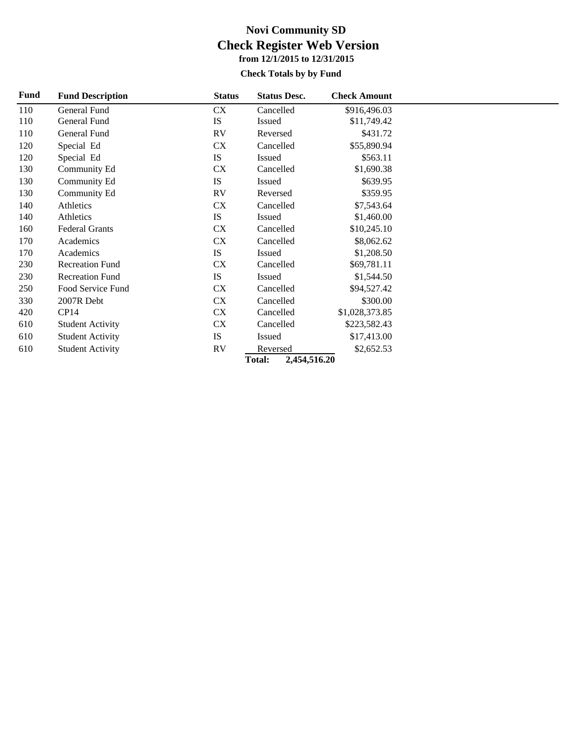# Novi Community SD

# Check Register Web Version

**from 12/1/2015 to 12/31/2015**

**Check Totals by by Fund**

| Fund | Fund Description | Status | Status Desc. | Check Amount |
|---|---|---|---|---|
| 110 | General Fund | CX | Cancelled | $916,496.03 |
| 110 | General Fund | IS | Issued | $11,749.42 |
| 110 | General Fund | RV | Reversed | $431.72 |
| 120 | Special Ed | CX | Cancelled | $55,890.94 |
| 120 | Special Ed | IS | Issued | $563.11 |
| 130 | Community Ed | CX | Cancelled | $1,690.38 |
| 130 | Community Ed | IS | Issued | $639.95 |
| 130 | Community Ed | RV | Reversed | $359.95 |
| 140 | Athletics | CX | Cancelled | $7,543.64 |
| 140 | Athletics | IS | Issued | $1,460.00 |
| 160 | Federal Grants | CX | Cancelled | $10,245.10 |
| 170 | Academics | CX | Cancelled | $8,062.62 |
| 170 | Academics | IS | Issued | $1,208.50 |
| 230 | Recreation Fund | CX | Cancelled | $69,781.11 |
| 230 | Recreation Fund | IS | Issued | $1,544.50 |
| 250 | Food Service Fund | CX | Cancelled | $94,527.42 |
| 330 | 2007R Debt | CX | Cancelled | $300.00 |
| 420 | CP14 | CX | Cancelled | $1,028,373.85 |
| 610 | Student Activity | CX | Cancelled | $223,582.43 |
| 610 | Student Activity | IS | Issued | $17,413.00 |
| 610 | Student Activity | RV | Reversed | $2,652.53 |
| | | | **Total:** | **2,454,516.20** |